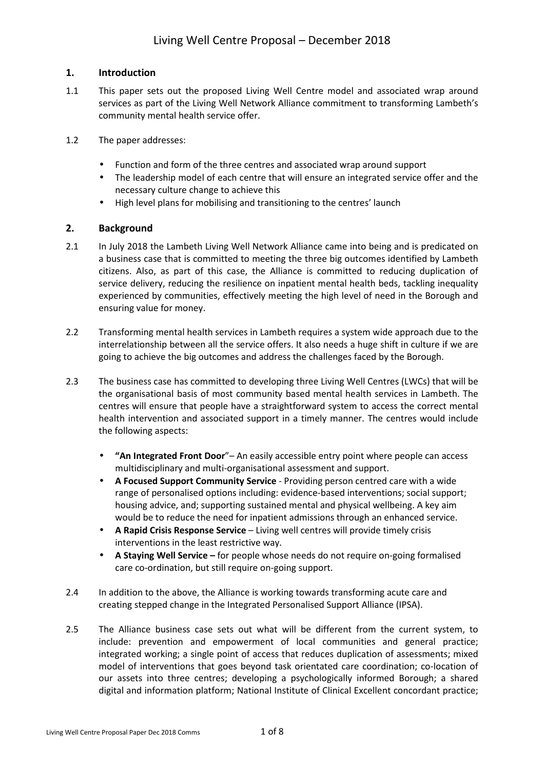# Living Well Centre Proposal – December 2018

## 1. Introduction

1.1 This paper sets out the proposed Living Well Centre model and associated wrap around services as part of the Living Well Network Alliance commitment to transforming Lambeth's community mental health service offer.

1.2 The paper addresses:

- Function and form of the three centres and associated wrap around support
- The leadership model of each centre that will ensure an integrated service offer and the necessary culture change to achieve this
- High level plans for mobilising and transitioning to the centres' launch

## 2. Background

2.1 In July 2018 the Lambeth Living Well Network Alliance came into being and is predicated on a business case that is committed to meeting the three big outcomes identified by Lambeth citizens. Also, as part of this case, the Alliance is committed to reducing duplication of service delivery, reducing the resilience on inpatient mental health beds, tackling inequality experienced by communities, effectively meeting the high level of need in the Borough and ensuring value for money.

2.2 Transforming mental health services in Lambeth requires a system wide approach due to the interrelationship between all the service offers. It also needs a huge shift in culture if we are going to achieve the big outcomes and address the challenges faced by the Borough.

2.3 The business case has committed to developing three Living Well Centres (LWCs) that will be the organisational basis of most community based mental health services in Lambeth. The centres will ensure that people have a straightforward system to access the correct mental health intervention and associated support in a timely manner. The centres would include the following aspects:

- **"An Integrated Front Door**"– An easily accessible entry point where people can access multidisciplinary and multi-organisational assessment and support.
- **A Focused Support Community Service** - Providing person centred care with a wide range of personalised options including: evidence-based interventions; social support; housing advice, and; supporting sustained mental and physical wellbeing. A key aim would be to reduce the need for inpatient admissions through an enhanced service.
- **A Rapid Crisis Response Service** – Living well centres will provide timely crisis interventions in the least restrictive way.
- **A Staying Well Service –** for people whose needs do not require on-going formalised care co-ordination, but still require on-going support.

2.4 In addition to the above, the Alliance is working towards transforming acute care and creating stepped change in the Integrated Personalised Support Alliance (IPSA).

2.5 The Alliance business case sets out what will be different from the current system, to include: prevention and empowerment of local communities and general practice; integrated working; a single point of access that reduces duplication of assessments; mixed model of interventions that goes beyond task orientated care coordination; co-location of our assets into three centres; developing a psychologically informed Borough; a shared digital and information platform; National Institute of Clinical Excellent concordant practice;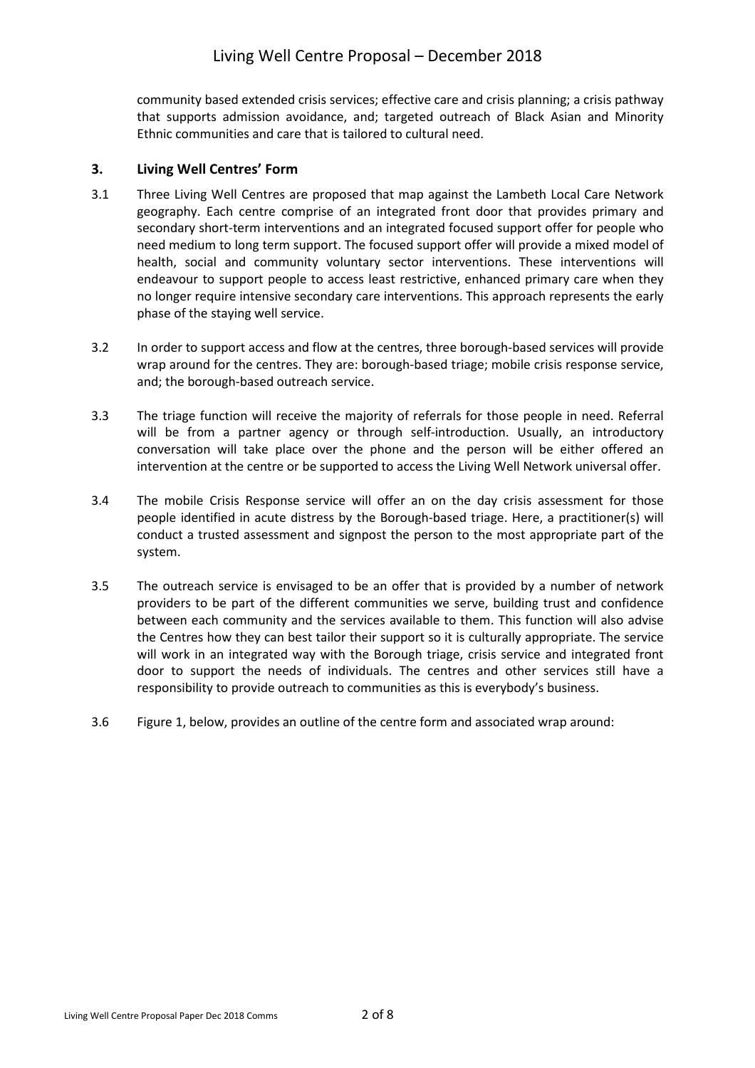community based extended crisis services; effective care and crisis planning; a crisis pathway that supports admission avoidance, and; targeted outreach of Black Asian and Minority Ethnic communities and care that is tailored to cultural need.

## 3. Living Well Centres' Form

3.1 Three Living Well Centres are proposed that map against the Lambeth Local Care Network geography. Each centre comprise of an integrated front door that provides primary and secondary short-term interventions and an integrated focused support offer for people who need medium to long term support. The focused support offer will provide a mixed model of health, social and community voluntary sector interventions. These interventions will endeavour to support people to access least restrictive, enhanced primary care when they no longer require intensive secondary care interventions. This approach represents the early phase of the staying well service.

3.2 In order to support access and flow at the centres, three borough-based services will provide wrap around for the centres. They are: borough-based triage; mobile crisis response service, and; the borough-based outreach service.

3.3 The triage function will receive the majority of referrals for those people in need. Referral will be from a partner agency or through self-introduction. Usually, an introductory conversation will take place over the phone and the person will be either offered an intervention at the centre or be supported to access the Living Well Network universal offer.

3.4 The mobile Crisis Response service will offer an on the day crisis assessment for those people identified in acute distress by the Borough-based triage. Here, a practitioner(s) will conduct a trusted assessment and signpost the person to the most appropriate part of the system.

3.5 The outreach service is envisaged to be an offer that is provided by a number of network providers to be part of the different communities we serve, building trust and confidence between each community and the services available to them. This function will also advise the Centres how they can best tailor their support so it is culturally appropriate. The service will work in an integrated way with the Borough triage, crisis service and integrated front door to support the needs of individuals. The centres and other services still have a responsibility to provide outreach to communities as this is everybody's business.

3.6 Figure 1, below, provides an outline of the centre form and associated wrap around: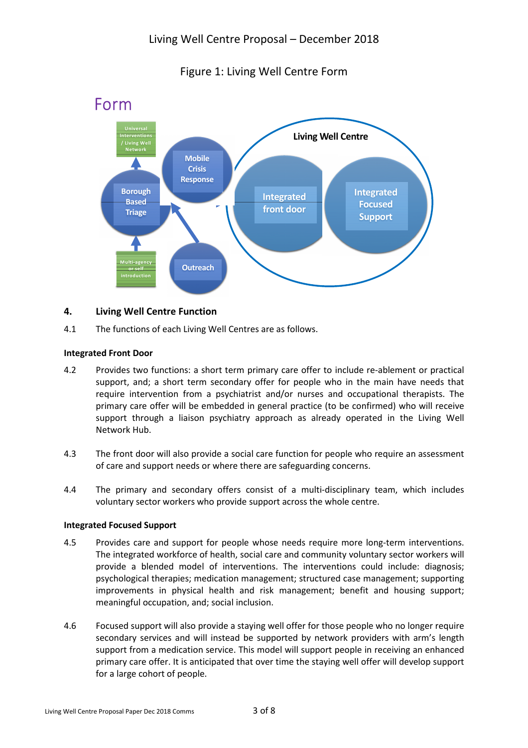Figure 1: Living Well Centre Form

Form

Universal Interventions / Living Well Network

Mobile Crisis Response

Borough Based Triage

Living Well Centre

Integrated front door

Integrated Focused Support

Multi-agency or self introduction

Outreach

## 4. Living Well Centre Function

4.1 The functions of each Living Well Centres are as follows.

**Integrated Front Door**

4.2 Provides two functions: a short term primary care offer to include re-ablement or practical support, and; a short term secondary offer for people who in the main have needs that require intervention from a psychiatrist and/or nurses and occupational therapists. The primary care offer will be embedded in general practice (to be confirmed) who will receive support through a liaison psychiatry approach as already operated in the Living Well Network Hub.

4.3 The front door will also provide a social care function for people who require an assessment of care and support needs or where there are safeguarding concerns.

4.4 The primary and secondary offers consist of a multi-disciplinary team, which includes voluntary sector workers who provide support across the whole centre.

**Integrated Focused Support**

4.5 Provides care and support for people whose needs require more long-term interventions. The integrated workforce of health, social care and community voluntary sector workers will provide a blended model of interventions. The interventions could include: diagnosis; psychological therapies; medication management; structured case management; supporting improvements in physical health and risk management; benefit and housing support; meaningful occupation, and; social inclusion.

4.6 Focused support will also provide a staying well offer for those people who no longer require secondary services and will instead be supported by network providers with arm's length support from a medication service. This model will support people in receiving an enhanced primary care offer. It is anticipated that over time the staying well offer will develop support for a large cohort of people.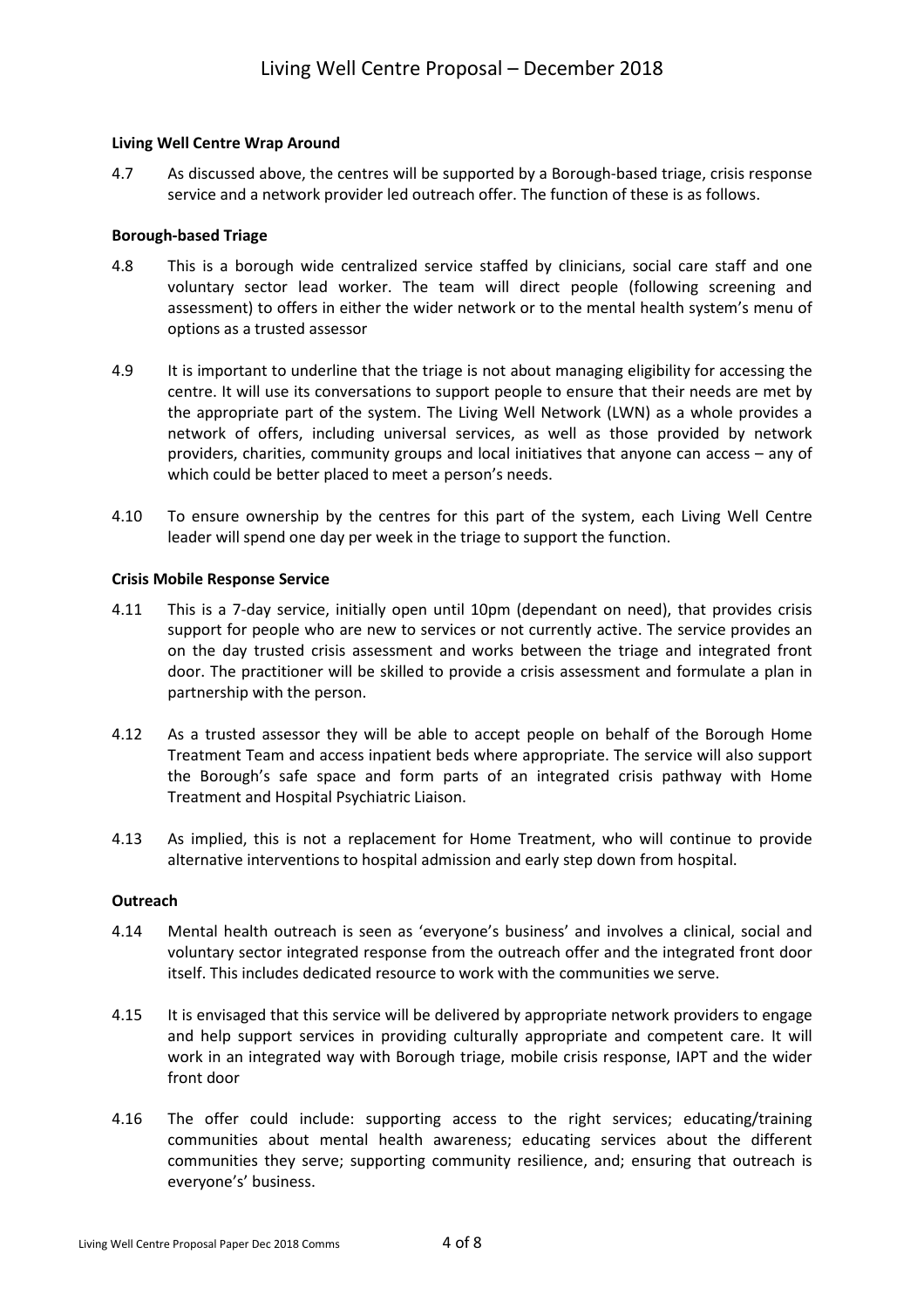**Living Well Centre Wrap Around**

4.7 As discussed above, the centres will be supported by a Borough-based triage, crisis response service and a network provider led outreach offer. The function of these is as follows.

**Borough-based Triage**

4.8 This is a borough wide centralized service staffed by clinicians, social care staff and one voluntary sector lead worker. The team will direct people (following screening and assessment) to offers in either the wider network or to the mental health system's menu of options as a trusted assessor

4.9 It is important to underline that the triage is not about managing eligibility for accessing the centre. It will use its conversations to support people to ensure that their needs are met by the appropriate part of the system. The Living Well Network (LWN) as a whole provides a network of offers, including universal services, as well as those provided by network providers, charities, community groups and local initiatives that anyone can access – any of which could be better placed to meet a person's needs.

4.10 To ensure ownership by the centres for this part of the system, each Living Well Centre leader will spend one day per week in the triage to support the function.

**Crisis Mobile Response Service**

4.11 This is a 7-day service, initially open until 10pm (dependant on need), that provides crisis support for people who are new to services or not currently active. The service provides an on the day trusted crisis assessment and works between the triage and integrated front door. The practitioner will be skilled to provide a crisis assessment and formulate a plan in partnership with the person.

4.12 As a trusted assessor they will be able to accept people on behalf of the Borough Home Treatment Team and access inpatient beds where appropriate. The service will also support the Borough's safe space and form parts of an integrated crisis pathway with Home Treatment and Hospital Psychiatric Liaison.

4.13 As implied, this is not a replacement for Home Treatment, who will continue to provide alternative interventions to hospital admission and early step down from hospital.

**Outreach**

4.14 Mental health outreach is seen as 'everyone's business' and involves a clinical, social and voluntary sector integrated response from the outreach offer and the integrated front door itself. This includes dedicated resource to work with the communities we serve.

4.15 It is envisaged that this service will be delivered by appropriate network providers to engage and help support services in providing culturally appropriate and competent care. It will work in an integrated way with Borough triage, mobile crisis response, IAPT and the wider front door

4.16 The offer could include: supporting access to the right services; educating/training communities about mental health awareness; educating services about the different communities they serve; supporting community resilience, and; ensuring that outreach is everyone's' business.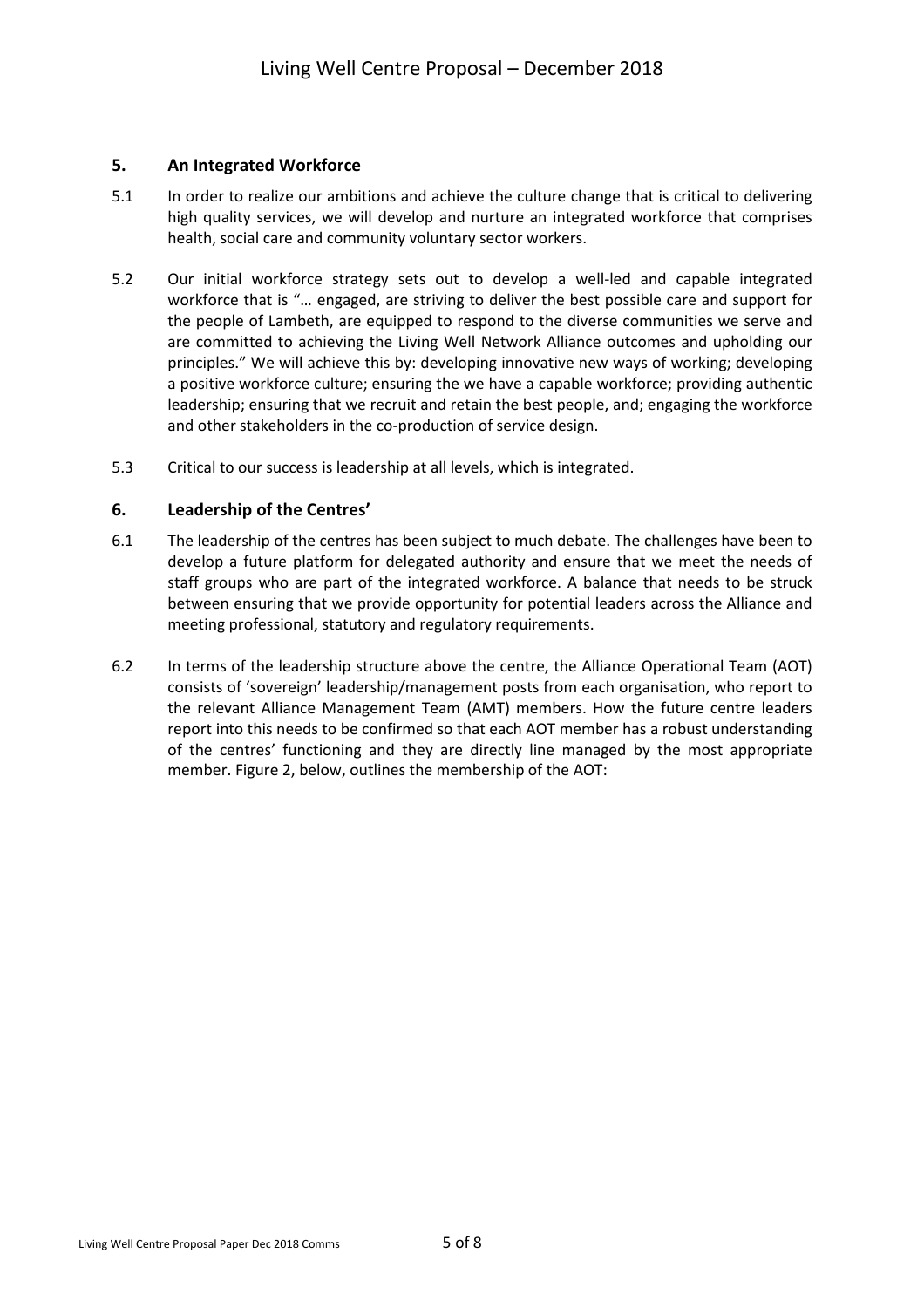## 5. An Integrated Workforce

5.1 In order to realize our ambitions and achieve the culture change that is critical to delivering high quality services, we will develop and nurture an integrated workforce that comprises health, social care and community voluntary sector workers.

5.2 Our initial workforce strategy sets out to develop a well-led and capable integrated workforce that is "… engaged, are striving to deliver the best possible care and support for the people of Lambeth, are equipped to respond to the diverse communities we serve and are committed to achieving the Living Well Network Alliance outcomes and upholding our principles." We will achieve this by: developing innovative new ways of working; developing a positive workforce culture; ensuring the we have a capable workforce; providing authentic leadership; ensuring that we recruit and retain the best people, and; engaging the workforce and other stakeholders in the co-production of service design.

5.3 Critical to our success is leadership at all levels, which is integrated.

## 6. Leadership of the Centres'

6.1 The leadership of the centres has been subject to much debate. The challenges have been to develop a future platform for delegated authority and ensure that we meet the needs of staff groups who are part of the integrated workforce. A balance that needs to be struck between ensuring that we provide opportunity for potential leaders across the Alliance and meeting professional, statutory and regulatory requirements.

6.2 In terms of the leadership structure above the centre, the Alliance Operational Team (AOT) consists of 'sovereign' leadership/management posts from each organisation, who report to the relevant Alliance Management Team (AMT) members. How the future centre leaders report into this needs to be confirmed so that each AOT member has a robust understanding of the centres' functioning and they are directly line managed by the most appropriate member. Figure 2, below, outlines the membership of the AOT: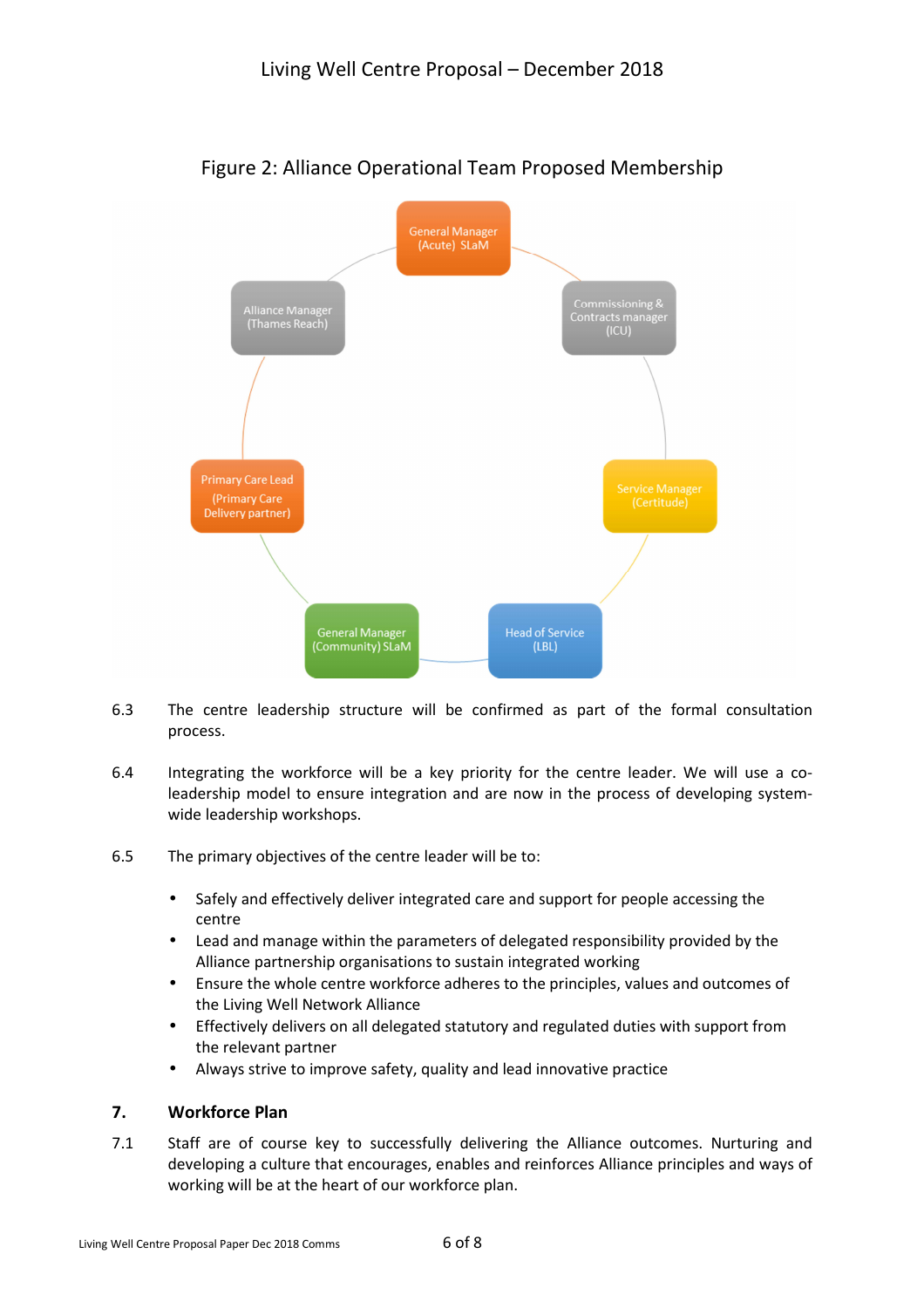Figure 2: Alliance Operational Team Proposed Membership

- General Manager (Acute) SLaM
- Commissioning & Contracts manager (ICU)
- Service Manager (Certitude)
- Head of Service (LBL)
- General Manager (Community) SLaM
- Primary Care Lead (Primary Care Delivery partner)
- Alliance Manager (Thames Reach)

6.3 The centre leadership structure will be confirmed as part of the formal consultation process.

6.4 Integrating the workforce will be a key priority for the centre leader. We will use a co-leadership model to ensure integration and are now in the process of developing system-wide leadership workshops.

6.5 The primary objectives of the centre leader will be to:

- Safely and effectively deliver integrated care and support for people accessing the centre
- Lead and manage within the parameters of delegated responsibility provided by the Alliance partnership organisations to sustain integrated working
- Ensure the whole centre workforce adheres to the principles, values and outcomes of the Living Well Network Alliance
- Effectively delivers on all delegated statutory and regulated duties with support from the relevant partner
- Always strive to improve safety, quality and lead innovative practice

## 7. Workforce Plan

7.1 Staff are of course key to successfully delivering the Alliance outcomes. Nurturing and developing a culture that encourages, enables and reinforces Alliance principles and ways of working will be at the heart of our workforce plan.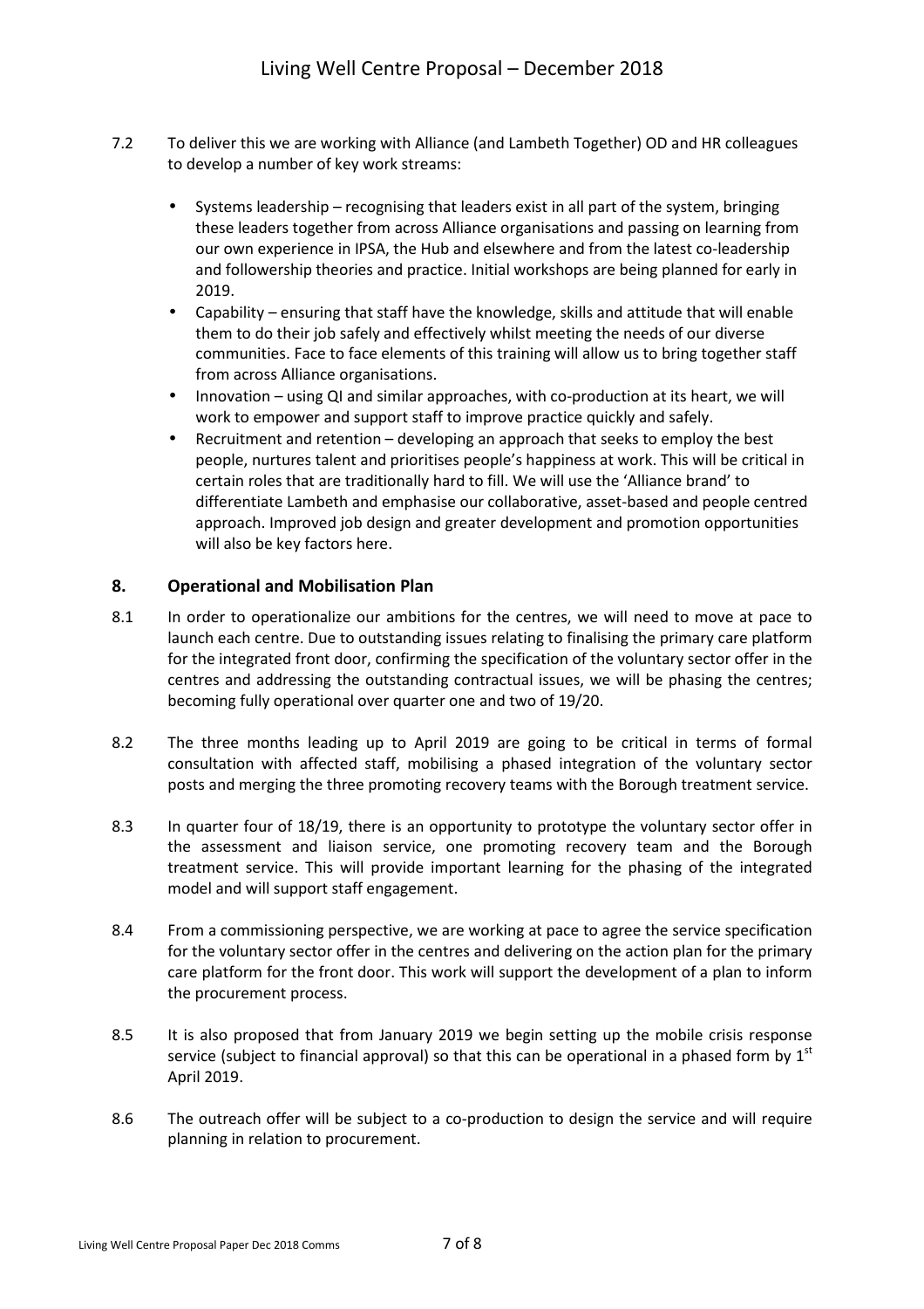7.2 To deliver this we are working with Alliance (and Lambeth Together) OD and HR colleagues to develop a number of key work streams:

- Systems leadership – recognising that leaders exist in all part of the system, bringing these leaders together from across Alliance organisations and passing on learning from our own experience in IPSA, the Hub and elsewhere and from the latest co-leadership and followership theories and practice. Initial workshops are being planned for early in 2019.
- Capability – ensuring that staff have the knowledge, skills and attitude that will enable them to do their job safely and effectively whilst meeting the needs of our diverse communities. Face to face elements of this training will allow us to bring together staff from across Alliance organisations.
- Innovation – using QI and similar approaches, with co-production at its heart, we will work to empower and support staff to improve practice quickly and safely.
- Recruitment and retention – developing an approach that seeks to employ the best people, nurtures talent and prioritises people's happiness at work. This will be critical in certain roles that are traditionally hard to fill. We will use the 'Alliance brand' to differentiate Lambeth and emphasise our collaborative, asset-based and people centred approach. Improved job design and greater development and promotion opportunities will also be key factors here.

## 8. Operational and Mobilisation Plan

8.1 In order to operationalize our ambitions for the centres, we will need to move at pace to launch each centre. Due to outstanding issues relating to finalising the primary care platform for the integrated front door, confirming the specification of the voluntary sector offer in the centres and addressing the outstanding contractual issues, we will be phasing the centres; becoming fully operational over quarter one and two of 19/20.

8.2 The three months leading up to April 2019 are going to be critical in terms of formal consultation with affected staff, mobilising a phased integration of the voluntary sector posts and merging the three promoting recovery teams with the Borough treatment service.

8.3 In quarter four of 18/19, there is an opportunity to prototype the voluntary sector offer in the assessment and liaison service, one promoting recovery team and the Borough treatment service. This will provide important learning for the phasing of the integrated model and will support staff engagement.

8.4 From a commissioning perspective, we are working at pace to agree the service specification for the voluntary sector offer in the centres and delivering on the action plan for the primary care platform for the front door. This work will support the development of a plan to inform the procurement process.

8.5 It is also proposed that from January 2019 we begin setting up the mobile crisis response service (subject to financial approval) so that this can be operational in a phased form by 1st April 2019.

8.6 The outreach offer will be subject to a co-production to design the service and will require planning in relation to procurement.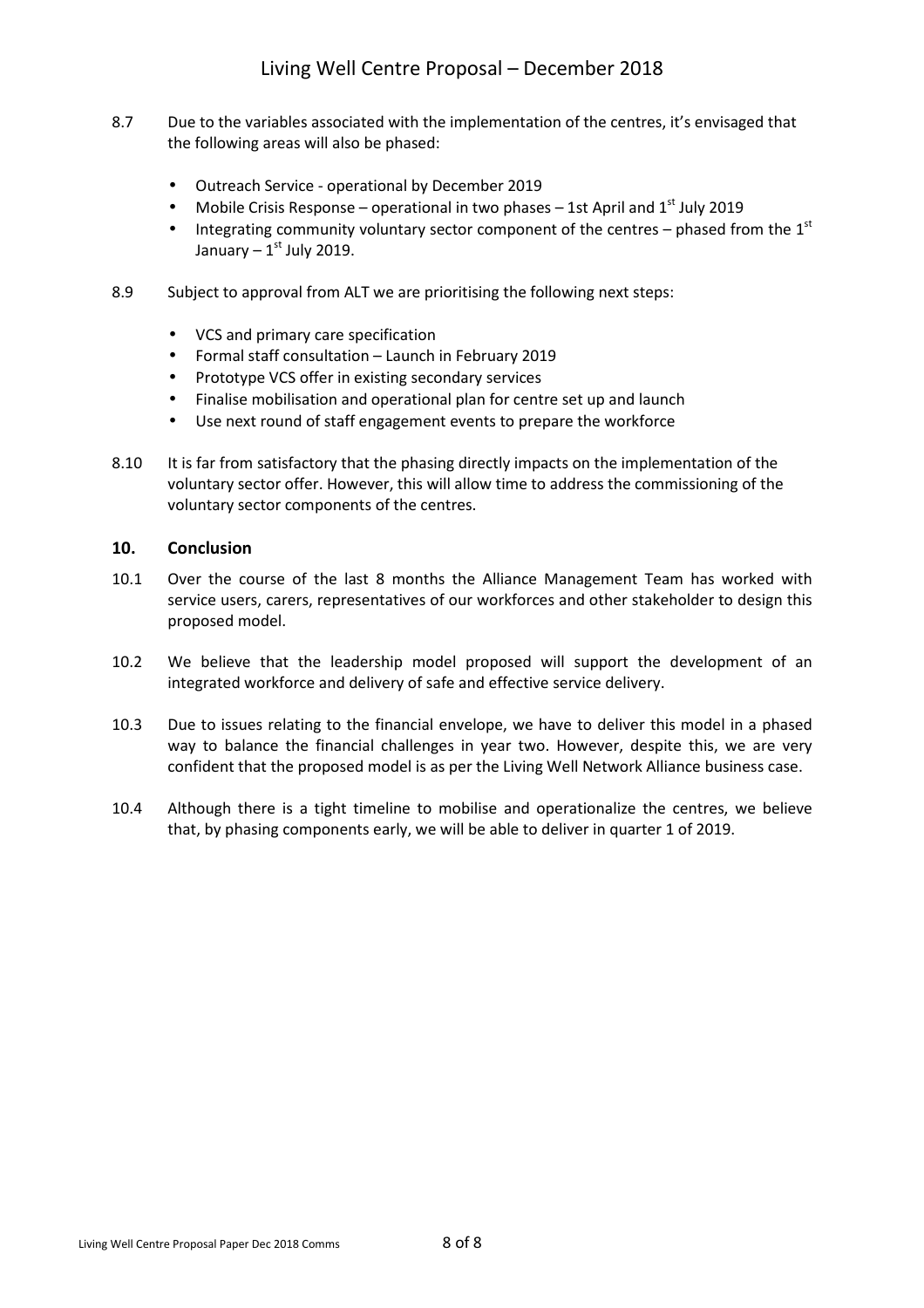8.7 Due to the variables associated with the implementation of the centres, it's envisaged that the following areas will also be phased:

- Outreach Service - operational by December 2019
- Mobile Crisis Response – operational in two phases – 1st April and 1st July 2019
- Integrating community voluntary sector component of the centres – phased from the 1st January – 1st July 2019.

8.9 Subject to approval from ALT we are prioritising the following next steps:

- VCS and primary care specification
- Formal staff consultation – Launch in February 2019
- Prototype VCS offer in existing secondary services
- Finalise mobilisation and operational plan for centre set up and launch
- Use next round of staff engagement events to prepare the workforce

8.10 It is far from satisfactory that the phasing directly impacts on the implementation of the voluntary sector offer. However, this will allow time to address the commissioning of the voluntary sector components of the centres.

## 10. Conclusion

10.1 Over the course of the last 8 months the Alliance Management Team has worked with service users, carers, representatives of our workforces and other stakeholder to design this proposed model.

10.2 We believe that the leadership model proposed will support the development of an integrated workforce and delivery of safe and effective service delivery.

10.3 Due to issues relating to the financial envelope, we have to deliver this model in a phased way to balance the financial challenges in year two. However, despite this, we are very confident that the proposed model is as per the Living Well Network Alliance business case.

10.4 Although there is a tight timeline to mobilise and operationalize the centres, we believe that, by phasing components early, we will be able to deliver in quarter 1 of 2019.